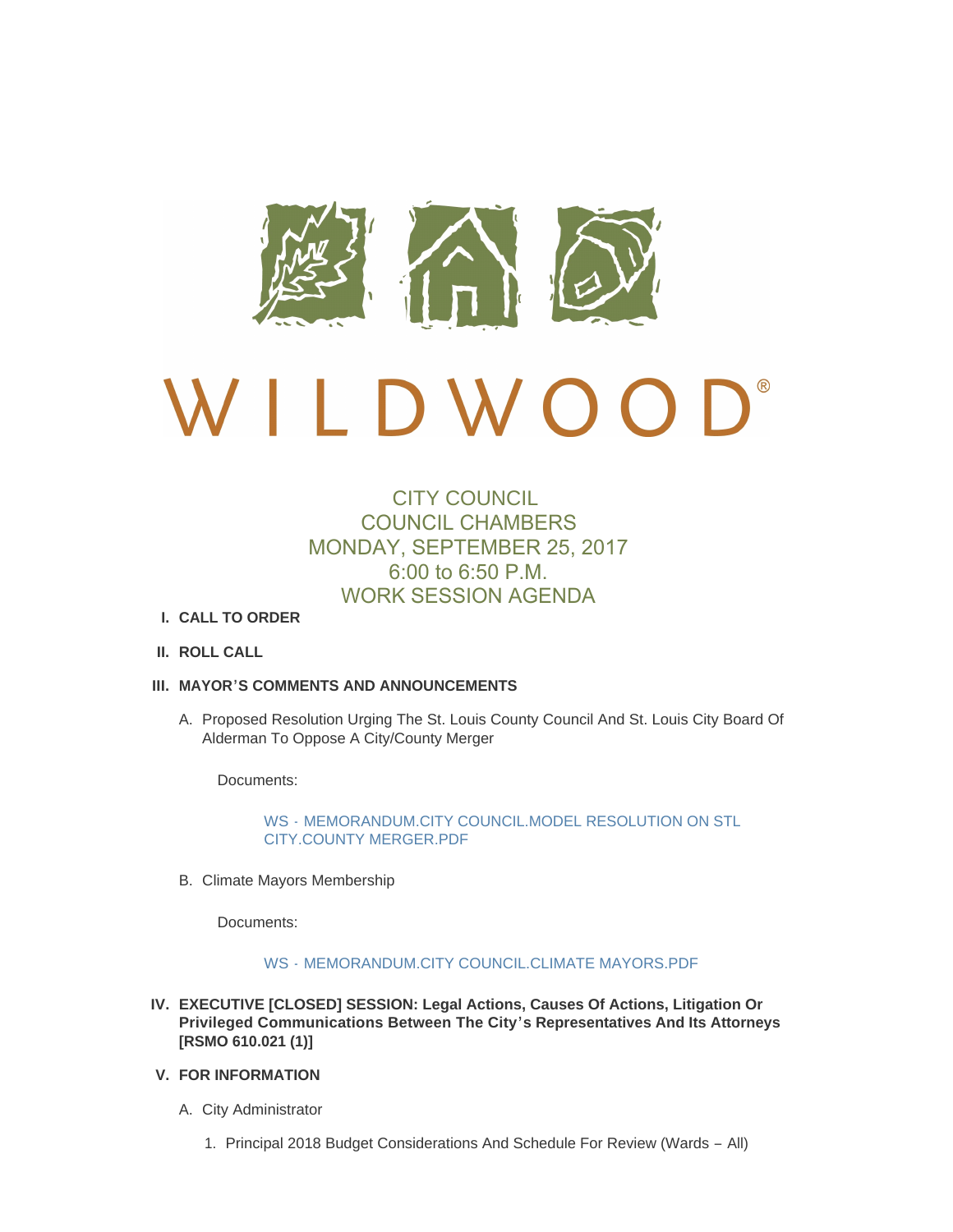# WILDWOOD®

## CITY COUNCIL
## COUNCIL CHAMBERS
## MONDAY, SEPTEMBER 25, 2017
## 6:00 to 6:50 P.M.
## WORK SESSION AGENDA

I. **CALL TO ORDER**

II. **ROLL CALL**

III. **MAYOR'S COMMENTS AND ANNOUNCEMENTS**

   A. Proposed Resolution Urging The St. Louis County Council And St. Louis City Board Of Alderman To Oppose A City/County Merger

      Documents:

      WS - MEMORANDUM.CITY COUNCIL.MODEL RESOLUTION ON STL CITY.COUNTY MERGER.PDF

   B. Climate Mayors Membership

      Documents:

      WS - MEMORANDUM.CITY COUNCIL.CLIMATE MAYORS.PDF

IV. **EXECUTIVE [CLOSED] SESSION: Legal Actions, Causes Of Actions, Litigation Or Privileged Communications Between The City's Representatives And Its Attorneys [RSMO 610.021 (1)]**

V. **FOR INFORMATION**

   A. City Administrator

      1. Principal 2018 Budget Considerations And Schedule For Review (Wards – All)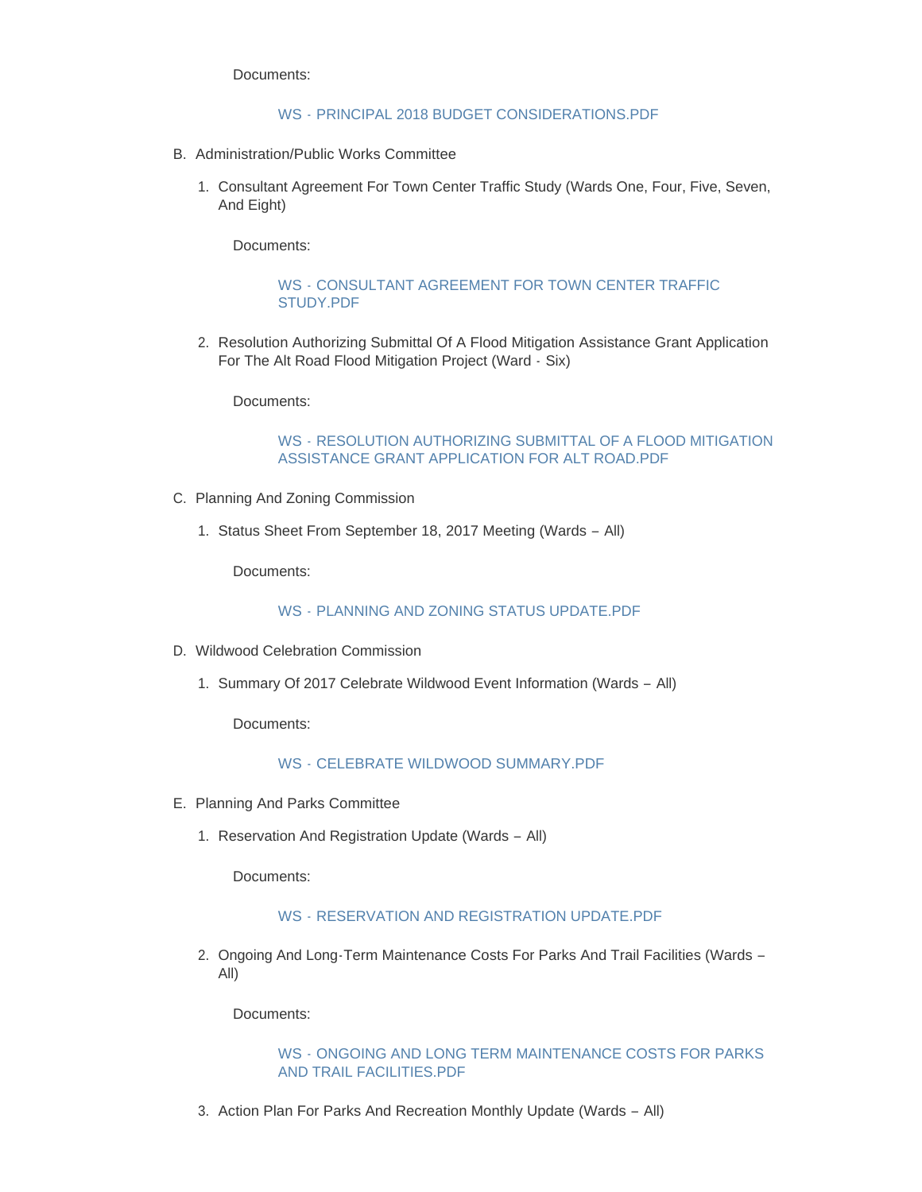Documents:

WS - PRINCIPAL 2018 BUDGET CONSIDERATIONS.PDF

B. Administration/Public Works Committee

1. Consultant Agreement For Town Center Traffic Study (Wards One, Four, Five, Seven, And Eight)

   Documents:

   WS - CONSULTANT AGREEMENT FOR TOWN CENTER TRAFFIC STUDY.PDF

2. Resolution Authorizing Submittal Of A Flood Mitigation Assistance Grant Application For The Alt Road Flood Mitigation Project (Ward - Six)

   Documents:

   WS - RESOLUTION AUTHORIZING SUBMITTAL OF A FLOOD MITIGATION ASSISTANCE GRANT APPLICATION FOR ALT ROAD.PDF

C. Planning And Zoning Commission

1. Status Sheet From September 18, 2017 Meeting (Wards – All)

   Documents:

   WS - PLANNING AND ZONING STATUS UPDATE.PDF

D. Wildwood Celebration Commission

1. Summary Of 2017 Celebrate Wildwood Event Information (Wards – All)

   Documents:

   WS - CELEBRATE WILDWOOD SUMMARY.PDF

E. Planning And Parks Committee

1. Reservation And Registration Update (Wards – All)

   Documents:

   WS - RESERVATION AND REGISTRATION UPDATE.PDF

2. Ongoing And Long-Term Maintenance Costs For Parks And Trail Facilities (Wards – All)

   Documents:

   WS - ONGOING AND LONG TERM MAINTENANCE COSTS FOR PARKS AND TRAIL FACILITIES.PDF

3. Action Plan For Parks And Recreation Monthly Update (Wards – All)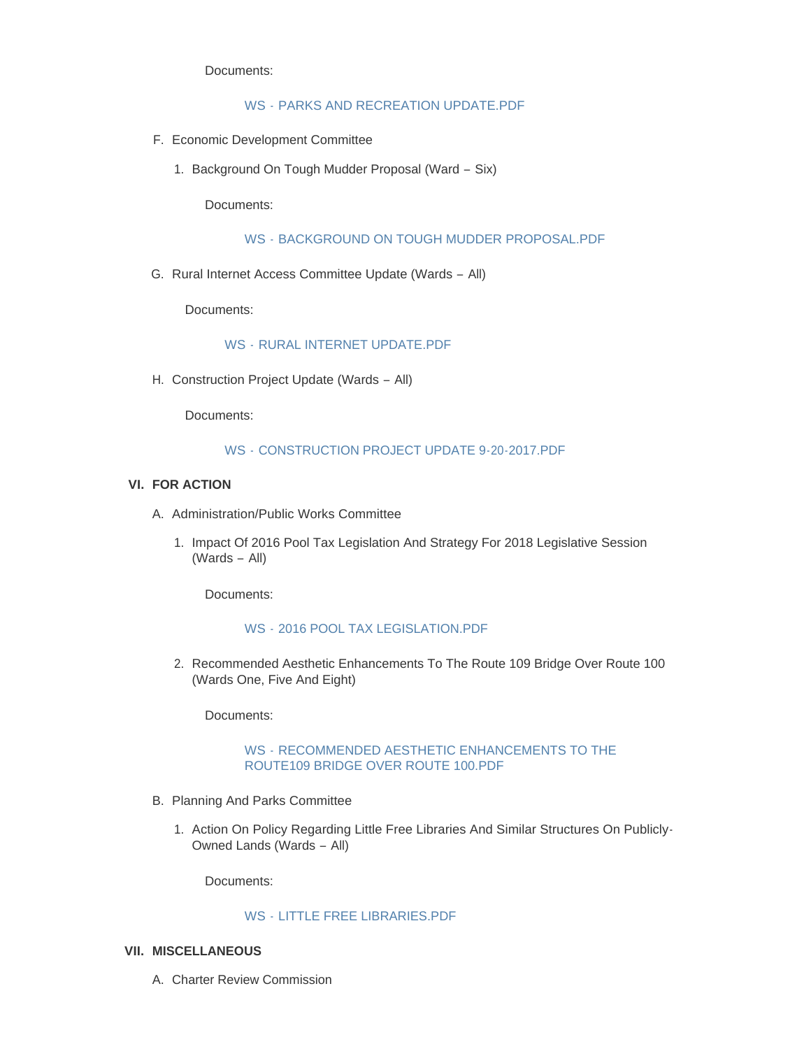Documents:

WS - PARKS AND RECREATION UPDATE.PDF

F. Economic Development Committee

   1. Background On Tough Mudder Proposal (Ward – Six)

      Documents:

      WS - BACKGROUND ON TOUGH MUDDER PROPOSAL.PDF

G. Rural Internet Access Committee Update (Wards – All)

   Documents:

   WS - RURAL INTERNET UPDATE.PDF

H. Construction Project Update (Wards – All)

   Documents:

   WS - CONSTRUCTION PROJECT UPDATE 9-20-2017.PDF

## VI. FOR ACTION

A. Administration/Public Works Committee

   1. Impact Of 2016 Pool Tax Legislation And Strategy For 2018 Legislative Session (Wards – All)

      Documents:

      WS - 2016 POOL TAX LEGISLATION.PDF

   2. Recommended Aesthetic Enhancements To The Route 109 Bridge Over Route 100 (Wards One, Five And Eight)

      Documents:

      WS - RECOMMENDED AESTHETIC ENHANCEMENTS TO THE ROUTE109 BRIDGE OVER ROUTE 100.PDF

B. Planning And Parks Committee

   1. Action On Policy Regarding Little Free Libraries And Similar Structures On Publicly-Owned Lands (Wards – All)

      Documents:

      WS - LITTLE FREE LIBRARIES.PDF

## VII. MISCELLANEOUS

A. Charter Review Commission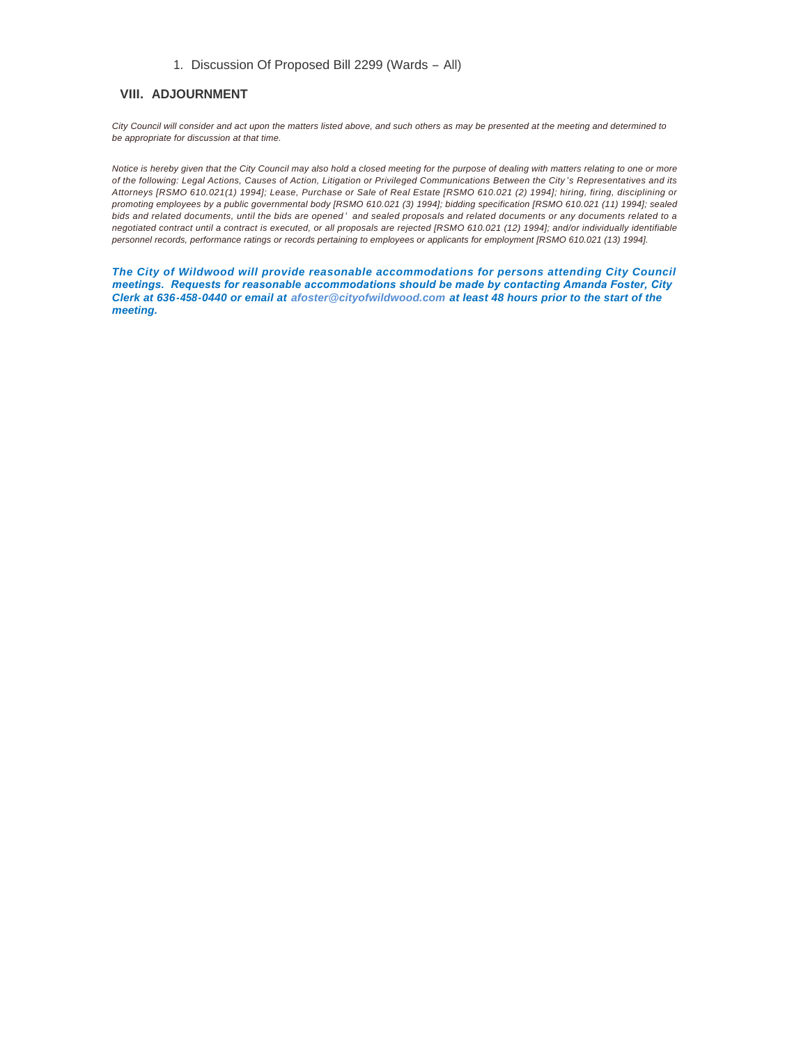1. Discussion Of Proposed Bill 2299 (Wards – All)

## VIII. ADJOURNMENT

*City Council will consider and act upon the matters listed above, and such others as may be presented at the meeting and determined to be appropriate for discussion at that time.*

*Notice is hereby given that the City Council may also hold a closed meeting for the purpose of dealing with matters relating to one or more of the following: Legal Actions, Causes of Action, Litigation or Privileged Communications Between the City's Representatives and its Attorneys [RSMO 610.021(1) 1994]; Lease, Purchase or Sale of Real Estate [RSMO 610.021 (2) 1994]; hiring, firing, disciplining or promoting employees by a public governmental body [RSMO 610.021 (3) 1994]; bidding specification [RSMO 610.021 (11) 1994]; sealed bids and related documents, until the bids are opened' and sealed proposals and related documents or any documents related to a negotiated contract until a contract is executed, or all proposals are rejected [RSMO 610.021 (12) 1994]; and/or individually identifiable personnel records, performance ratings or records pertaining to employees or applicants for employment [RSMO 610.021 (13) 1994].*

***The City of Wildwood will provide reasonable accommodations for persons attending City Council meetings. Requests for reasonable accommodations should be made by contacting Amanda Foster, City Clerk at 636-458-0440 or email at afoster@cityofwildwood.com at least 48 hours prior to the start of the meeting.***